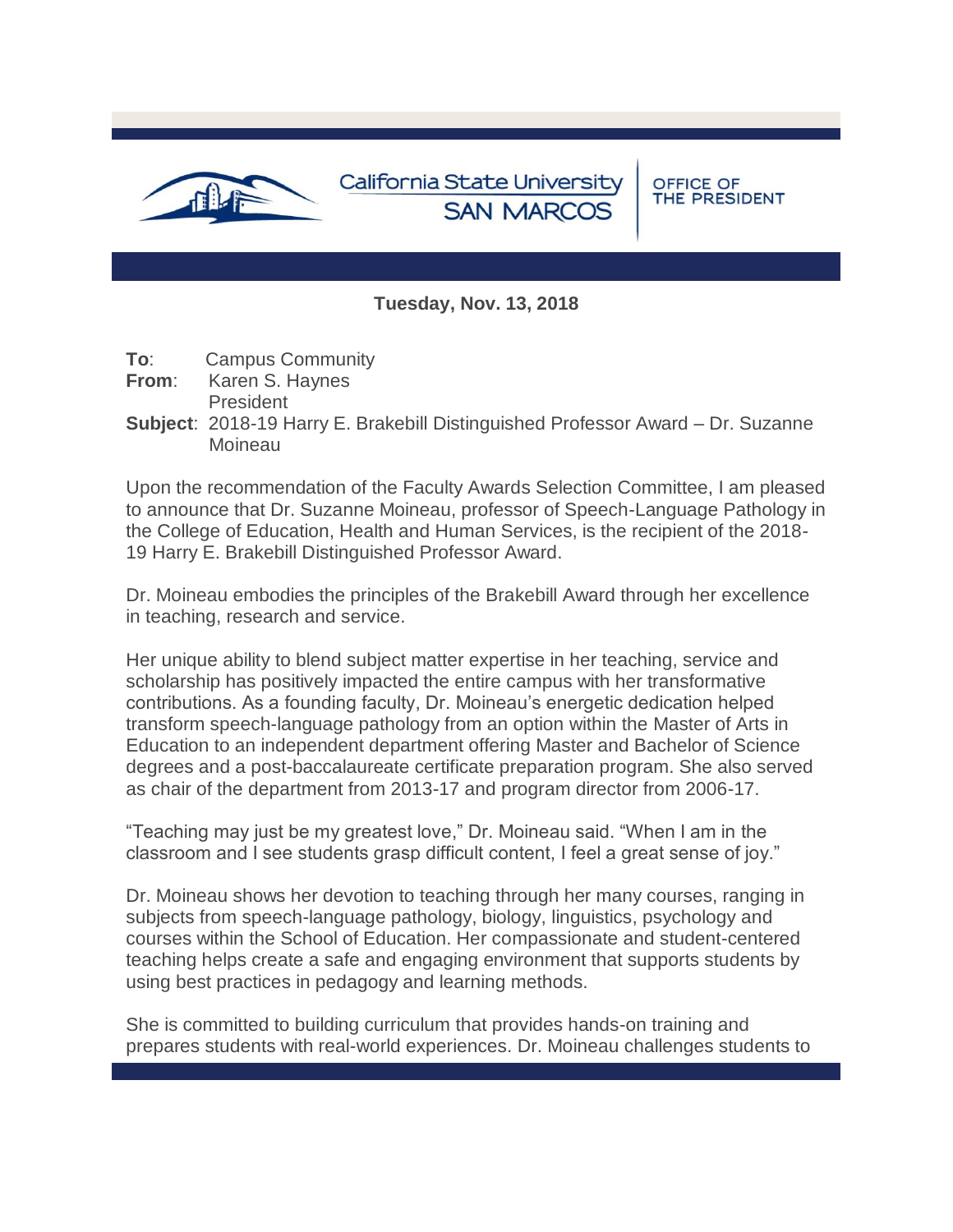California State University SAN MARCOS | OFFICE OF THE PRESIDENT

**Tuesday, Nov. 13, 2018**

**To**: Campus Community
**From**: Karen S. Haynes
President
**Subject**: 2018-19 Harry E. Brakebill Distinguished Professor Award – Dr. Suzanne Moineau

Upon the recommendation of the Faculty Awards Selection Committee, I am pleased to announce that Dr. Suzanne Moineau, professor of Speech-Language Pathology in the College of Education, Health and Human Services, is the recipient of the 2018-19 Harry E. Brakebill Distinguished Professor Award.

Dr. Moineau embodies the principles of the Brakebill Award through her excellence in teaching, research and service.

Her unique ability to blend subject matter expertise in her teaching, service and scholarship has positively impacted the entire campus with her transformative contributions. As a founding faculty, Dr. Moineau's energetic dedication helped transform speech-language pathology from an option within the Master of Arts in Education to an independent department offering Master and Bachelor of Science degrees and a post-baccalaureate certificate preparation program. She also served as chair of the department from 2013-17 and program director from 2006-17.

"Teaching may just be my greatest love," Dr. Moineau said. "When I am in the classroom and I see students grasp difficult content, I feel a great sense of joy."

Dr. Moineau shows her devotion to teaching through her many courses, ranging in subjects from speech-language pathology, biology, linguistics, psychology and courses within the School of Education. Her compassionate and student-centered teaching helps create a safe and engaging environment that supports students by using best practices in pedagogy and learning methods.

She is committed to building curriculum that provides hands-on training and prepares students with real-world experiences. Dr. Moineau challenges students to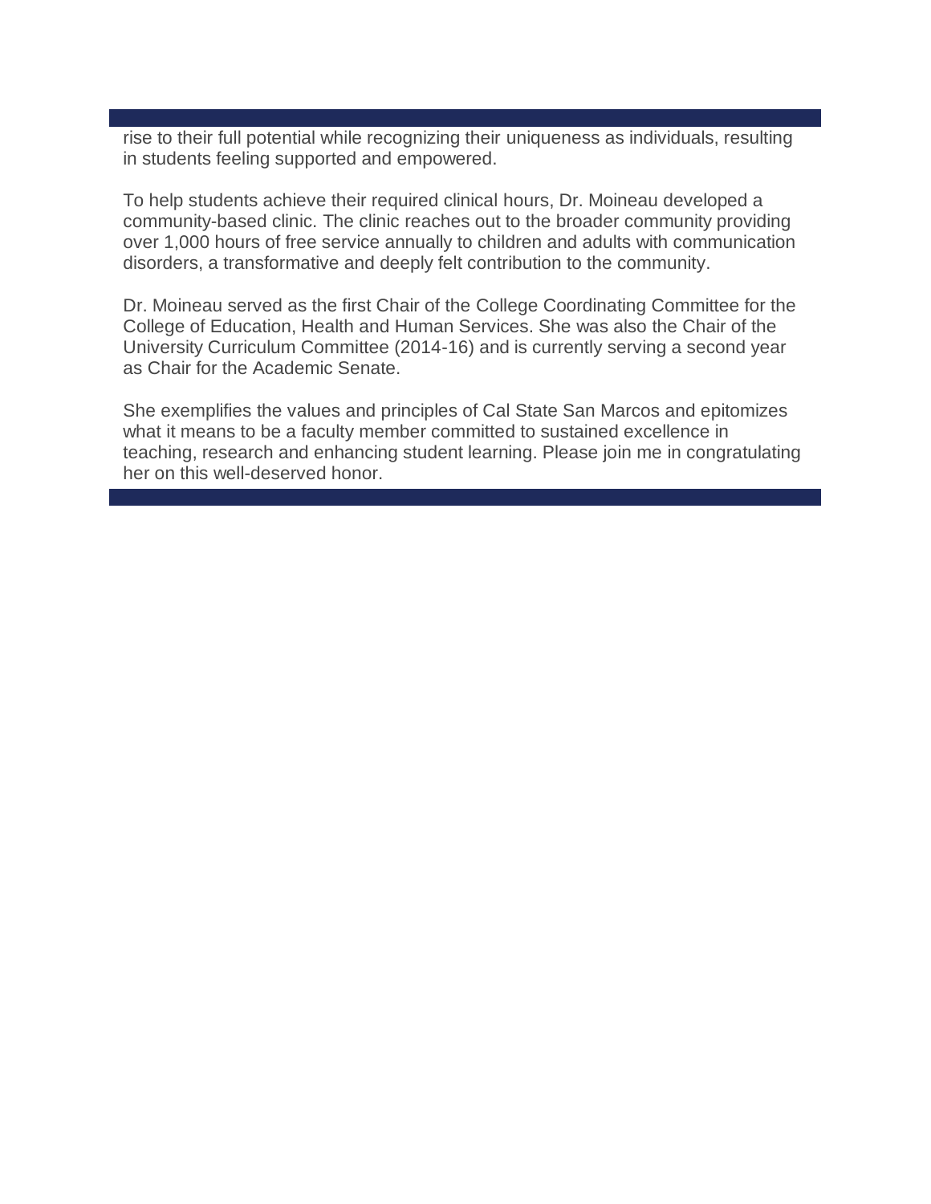rise to their full potential while recognizing their uniqueness as individuals, resulting in students feeling supported and empowered.

To help students achieve their required clinical hours, Dr. Moineau developed a community-based clinic. The clinic reaches out to the broader community providing over 1,000 hours of free service annually to children and adults with communication disorders, a transformative and deeply felt contribution to the community.

Dr. Moineau served as the first Chair of the College Coordinating Committee for the College of Education, Health and Human Services. She was also the Chair of the University Curriculum Committee (2014-16) and is currently serving a second year as Chair for the Academic Senate.

She exemplifies the values and principles of Cal State San Marcos and epitomizes what it means to be a faculty member committed to sustained excellence in teaching, research and enhancing student learning. Please join me in congratulating her on this well-deserved honor.